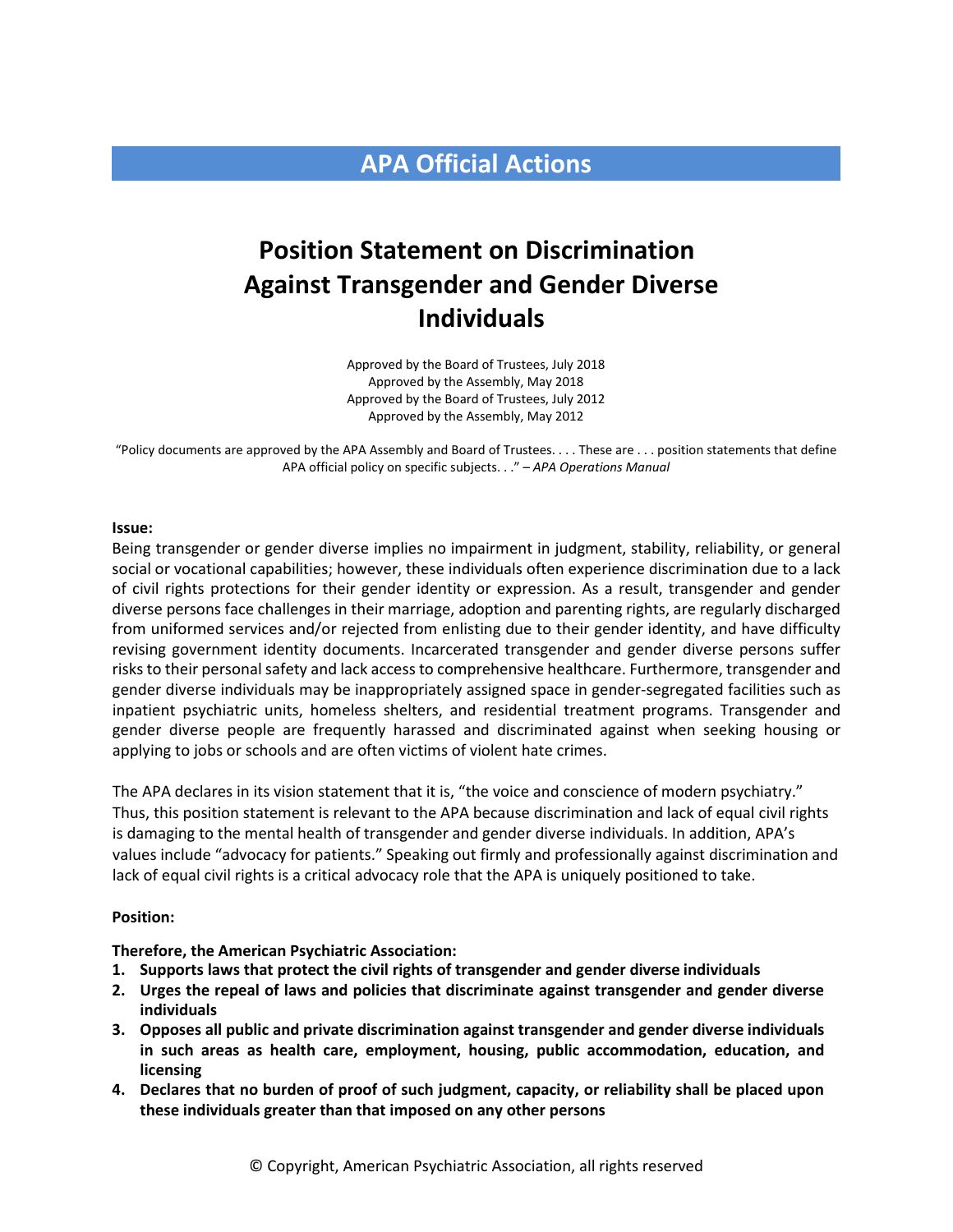# APA Official Actions

## Position Statement on Discrimination Against Transgender and Gender Diverse Individuals

Approved by the Board of Trustees, July 2018
Approved by the Assembly, May 2018
Approved by the Board of Trustees, July 2012
Approved by the Assembly, May 2012

"Policy documents are approved by the APA Assembly and Board of Trustees. . . . These are . . . position statements that define APA official policy on specific subjects. . ." – *APA Operations Manual*

**Issue:**

Being transgender or gender diverse implies no impairment in judgment, stability, reliability, or general social or vocational capabilities; however, these individuals often experience discrimination due to a lack of civil rights protections for their gender identity or expression. As a result, transgender and gender diverse persons face challenges in their marriage, adoption and parenting rights, are regularly discharged from uniformed services and/or rejected from enlisting due to their gender identity, and have difficulty revising government identity documents. Incarcerated transgender and gender diverse persons suffer risks to their personal safety and lack access to comprehensive healthcare. Furthermore, transgender and gender diverse individuals may be inappropriately assigned space in gender-segregated facilities such as inpatient psychiatric units, homeless shelters, and residential treatment programs. Transgender and gender diverse people are frequently harassed and discriminated against when seeking housing or applying to jobs or schools and are often victims of violent hate crimes.

The APA declares in its vision statement that it is, "the voice and conscience of modern psychiatry." Thus, this position statement is relevant to the APA because discrimination and lack of equal civil rights is damaging to the mental health of transgender and gender diverse individuals. In addition, APA's values include "advocacy for patients." Speaking out firmly and professionally against discrimination and lack of equal civil rights is a critical advocacy role that the APA is uniquely positioned to take.

**Position:**

**Therefore, the American Psychiatric Association:**

1. **Supports laws that protect the civil rights of transgender and gender diverse individuals**
2. **Urges the repeal of laws and policies that discriminate against transgender and gender diverse individuals**
3. **Opposes all public and private discrimination against transgender and gender diverse individuals in such areas as health care, employment, housing, public accommodation, education, and licensing**
4. **Declares that no burden of proof of such judgment, capacity, or reliability shall be placed upon these individuals greater than that imposed on any other persons**

© Copyright, American Psychiatric Association, all rights reserved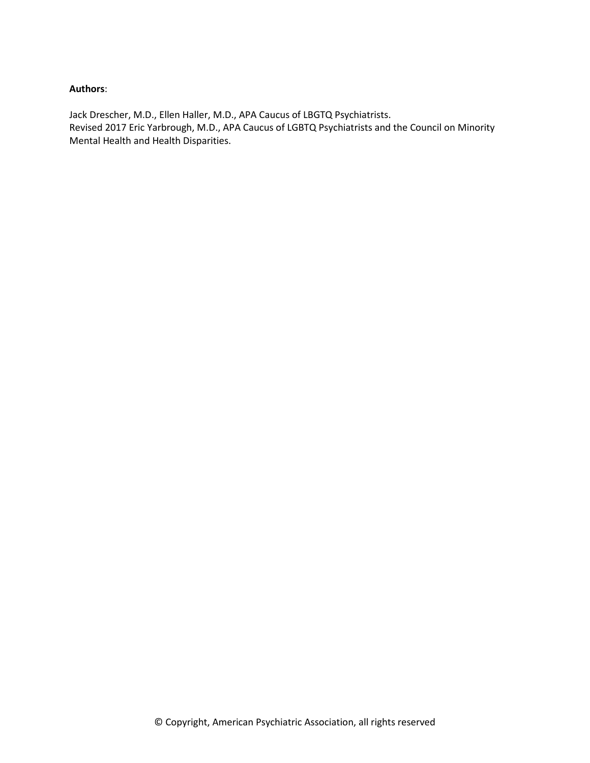**Authors**:

Jack Drescher, M.D., Ellen Haller, M.D., APA Caucus of LBGTQ Psychiatrists.
Revised 2017 Eric Yarbrough, M.D., APA Caucus of LGBTQ Psychiatrists and the Council on Minority Mental Health and Health Disparities.

© Copyright, American Psychiatric Association, all rights reserved